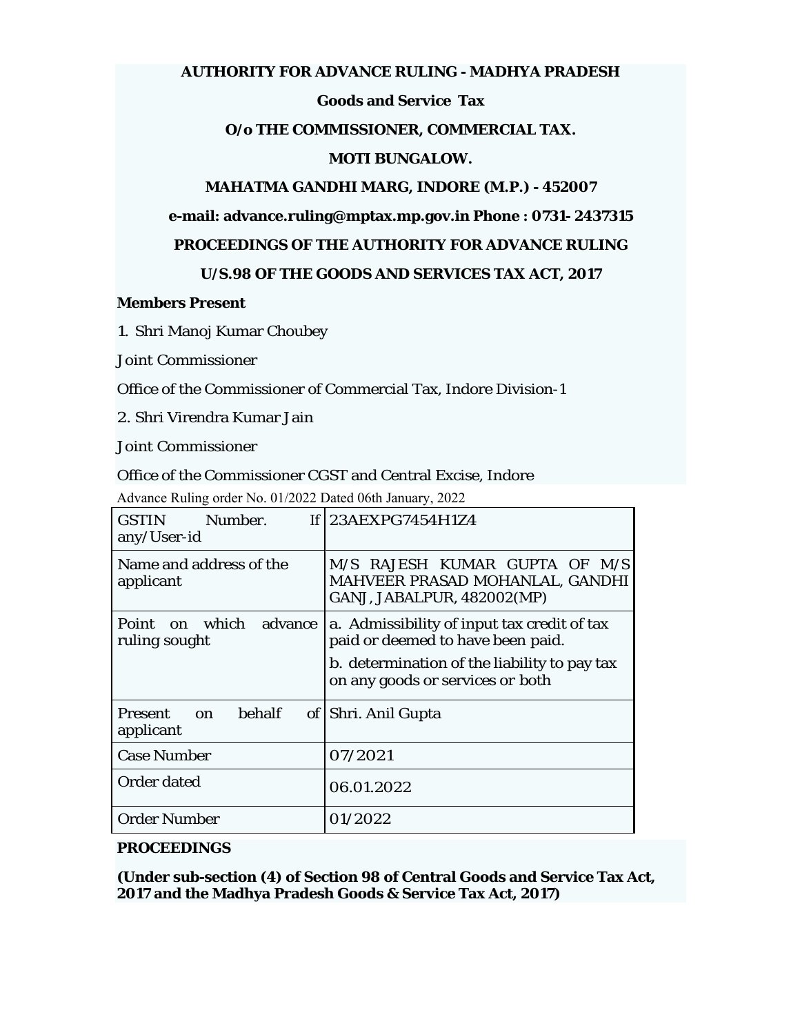**AUTHORITY FOR ADVANCE RULING - MADHYA PRADESH**

**Goods and Service Tax**

**O/o THE COMMISSIONER, COMMERCIAL TAX.**

**MOTI BUNGALOW.**

**MAHATMA GANDHI MARG, INDORE (M.P.) - 452007**

**e-mail: advance.ruling@mptax.mp.gov.in Phone : 0731- 2437315**

**PROCEEDINGS OF THE AUTHORITY FOR ADVANCE RULING**

**U/S.98 OF THE GOODS AND SERVICES TAX ACT, 2017**

**Members Present**

1. Shri Manoj Kumar Choubey

Joint Commissioner

Office of the Commissioner of Commercial Tax, Indore Division-1

2. Shri Virendra Kumar Jain

Joint Commissioner

Office of the Commissioner CGST and Central Excise, Indore

Advance Ruling order No. 01/2022 Dated 06th January, 2022

| | |
|---|---|
| GSTIN Number. If any/User-id | 23AEXPG7454H1Z4 |
| Name and address of the applicant | M/S RAJESH KUMAR GUPTA OF M/S MAHVEER PRASAD MOHANLAL, GANDHI GANJ, JABALPUR, 482002(MP) |
| Point on which advance ruling sought | a. Admissibility of input tax credit of tax paid or deemed to have been paid.<br>b. determination of the liability to pay tax on any goods or services or both |
| Present on behalf of applicant | Shri. Anil Gupta |
| Case Number | 07/2021 |
| Order dated | 06.01.2022 |
| Order Number | 01/2022 |

**PROCEEDINGS**

**(Under sub-section (4) of Section 98 of Central Goods and Service Tax Act, 2017 and the Madhya Pradesh Goods & Service Tax Act, 2017)**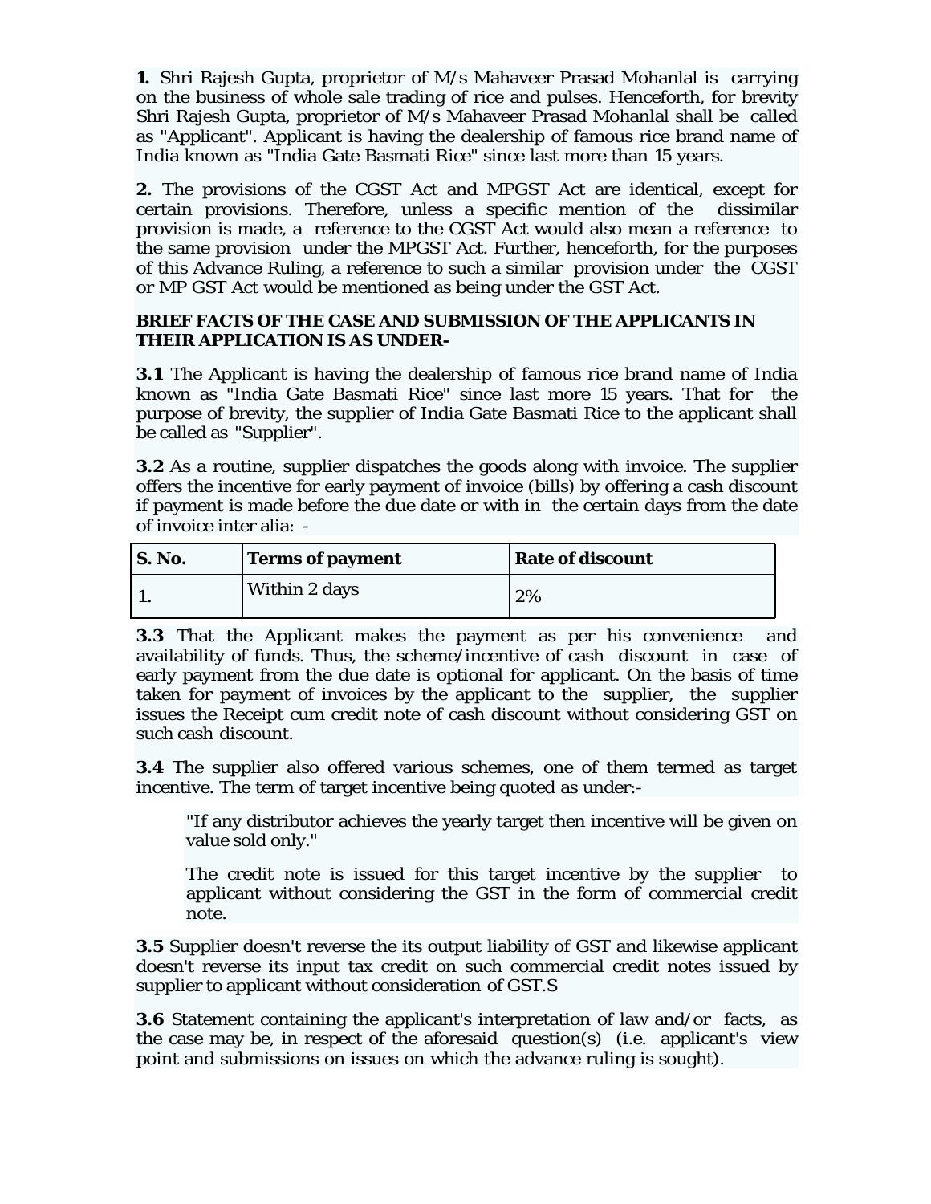**1.** Shri Rajesh Gupta, proprietor of M/s Mahaveer Prasad Mohanlal is carrying on the business of whole sale trading of rice and pulses. Henceforth, for brevity Shri Rajesh Gupta, proprietor of M/s Mahaveer Prasad Mohanlal shall be called as "Applicant". Applicant is having the dealership of famous rice brand name of India known as "India Gate Basmati Rice" since last more than 15 years.

**2.** The provisions of the CGST Act and MPGST Act are identical, except for certain provisions. Therefore, unless a specific mention of the dissimilar provision is made, a reference to the CGST Act would also mean a reference to the same provision under the MPGST Act. Further, henceforth, for the purposes of this Advance Ruling, a reference to such a similar provision under the CGST or MP GST Act would be mentioned as being under the GST Act.

**BRIEF FACTS OF THE CASE AND SUBMISSION OF THE APPLICANTS IN THEIR APPLICATION IS AS UNDER-**

**3.1** The Applicant is having the dealership of famous rice brand name of India known as "India Gate Basmati Rice" since last more 15 years. That for the purpose of brevity, the supplier of India Gate Basmati Rice to the applicant shall be called as "Supplier".

**3.2** As a routine, supplier dispatches the goods along with invoice. The supplier offers the incentive for early payment of invoice (bills) by offering a cash discount if payment is made before the due date or with in the certain days from the date of invoice inter alia: -

| S. No. | Terms of payment | Rate of discount |
|---|---|---|
| 1. | Within 2 days | 2% |

**3.3** That the Applicant makes the payment as per his convenience and availability of funds. Thus, the scheme/incentive of cash discount in case of early payment from the due date is optional for applicant. On the basis of time taken for payment of invoices by the applicant to the supplier, the supplier issues the Receipt cum credit note of cash discount without considering GST on such cash discount.

**3.4** The supplier also offered various schemes, one of them termed as target incentive. The term of target incentive being quoted as under:-

> "If any distributor achieves the yearly target then incentive will be given on value sold only."
>
> The credit note is issued for this target incentive by the supplier to applicant without considering the GST in the form of commercial credit note.

**3.5** Supplier doesn't reverse the its output liability of GST and likewise applicant doesn't reverse its input tax credit on such commercial credit notes issued by supplier to applicant without consideration of GST.S

**3.6** Statement containing the applicant's interpretation of law and/or facts, as the case may be, in respect of the aforesaid question(s) (i.e. applicant's view point and submissions on issues on which the advance ruling is sought).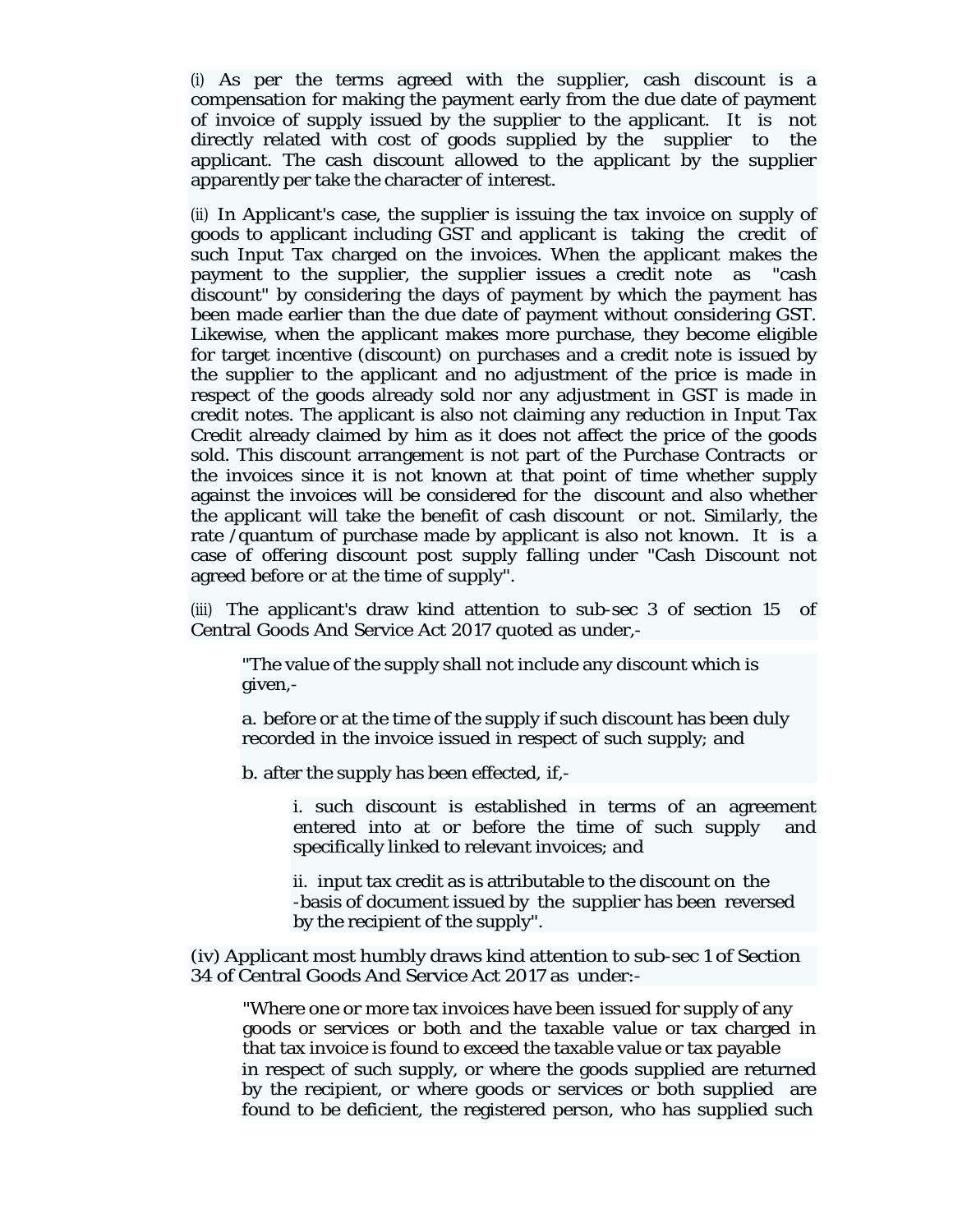(i) As per the terms agreed with the supplier, cash discount is a compensation for making the payment early from the due date of payment of invoice of supply issued by the supplier to the applicant. It is not directly related with cost of goods supplied by the supplier to the applicant. The cash discount allowed to the applicant by the supplier apparently per take the character of interest.

(ii) In Applicant's case, the supplier is issuing the tax invoice on supply of goods to applicant including GST and applicant is taking the credit of such Input Tax charged on the invoices. When the applicant makes the payment to the supplier, the supplier issues a credit note as "cash discount" by considering the days of payment by which the payment has been made earlier than the due date of payment without considering GST. Likewise, when the applicant makes more purchase, they become eligible for target incentive (discount) on purchases and a credit note is issued by the supplier to the applicant and no adjustment of the price is made in respect of the goods already sold nor any adjustment in GST is made in credit notes. The applicant is also not claiming any reduction in Input Tax Credit already claimed by him as it does not affect the price of the goods sold. This discount arrangement is not part of the Purchase Contracts or the invoices since it is not known at that point of time whether supply against the invoices will be considered for the discount and also whether the applicant will take the benefit of cash discount or not. Similarly, the rate /quantum of purchase made by applicant is also not known. It is a case of offering discount post supply falling under "Cash Discount not agreed before or at the time of supply".

(iii) The applicant's draw kind attention to sub-sec 3 of section 15 of Central Goods And Service Act 2017 quoted as under,-

> "The value of the supply shall not include any discount which is given,-
>
> a. before or at the time of the supply if such discount has been duly recorded in the invoice issued in respect of such supply; and
>
> b. after the supply has been effected, if,-
>
> > i. such discount is established in terms of an agreement entered into at or before the time of such supply and specifically linked to relevant invoices; and
> >
> > ii. input tax credit as is attributable to the discount on the -basis of document issued by the supplier has been reversed by the recipient of the supply".

(iv) Applicant most humbly draws kind attention to sub-sec 1 of Section 34 of Central Goods And Service Act 2017 as under:-

> "Where one or more tax invoices have been issued for supply of any goods or services or both and the taxable value or tax charged in that tax invoice is found to exceed the taxable value or tax payable in respect of such supply, or where the goods supplied are returned by the recipient, or where goods or services or both supplied are found to be deficient, the registered person, who has supplied such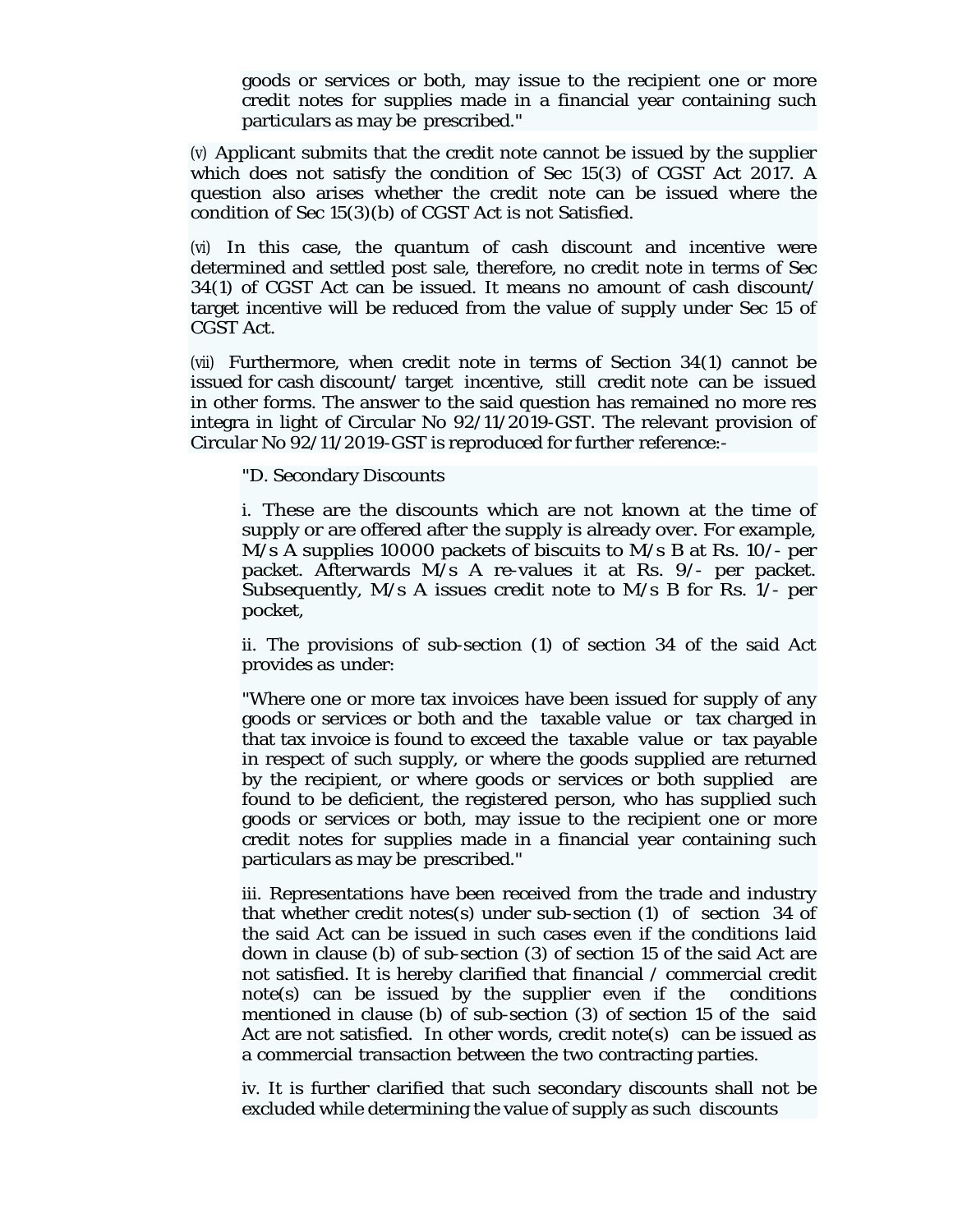> goods or services or both, may issue to the recipient one or more credit notes for supplies made in a financial year containing such particulars as may be prescribed."

(v) Applicant submits that the credit note cannot be issued by the supplier which does not satisfy the condition of Sec 15(3) of CGST Act 2017. A question also arises whether the credit note can be issued where the condition of Sec 15(3)(b) of CGST Act is not Satisfied.

(vi) In this case, the quantum of cash discount and incentive were determined and settled post sale, therefore, no credit note in terms of Sec 34(1) of CGST Act can be issued. It means no amount of cash discount/ target incentive will be reduced from the value of supply under Sec 15 of CGST Act.

(vii) Furthermore, when credit note in terms of Section 34(1) cannot be issued for cash discount/ target incentive, still credit note can be issued in other forms. The answer to the said question has remained no more res integra in light of Circular No 92/11/2019-GST. The relevant provision of Circular No 92/11/2019-GST is reproduced for further reference:-

> "D. Secondary Discounts
>
> i. These are the discounts which are not known at the time of supply or are offered after the supply is already over. For example, M/s A supplies 10000 packets of biscuits to M/s B at Rs. 10/- per packet. Afterwards M/s A re-values it at Rs. 9/- per packet. Subsequently, M/s A issues credit note to M/s B for Rs. 1/- per pocket,
>
> ii. The provisions of sub-section (1) of section 34 of the said Act provides as under:
>
> "Where one or more tax invoices have been issued for supply of any goods or services or both and the taxable value or tax charged in that tax invoice is found to exceed the taxable value or tax payable in respect of such supply, or where the goods supplied are returned by the recipient, or where goods or services or both supplied are found to be deficient, the registered person, who has supplied such goods or services or both, may issue to the recipient one or more credit notes for supplies made in a financial year containing such particulars as may be prescribed."
>
> iii. Representations have been received from the trade and industry that whether credit notes(s) under sub-section (1) of section 34 of the said Act can be issued in such cases even if the conditions laid down in clause (b) of sub-section (3) of section 15 of the said Act are not satisfied. It is hereby clarified that financial / commercial credit note(s) can be issued by the supplier even if the conditions mentioned in clause (b) of sub-section (3) of section 15 of the said Act are not satisfied. In other words, credit note(s) can be issued as a commercial transaction between the two contracting parties.
>
> iv. It is further clarified that such secondary discounts shall not be excluded while determining the value of supply as such discounts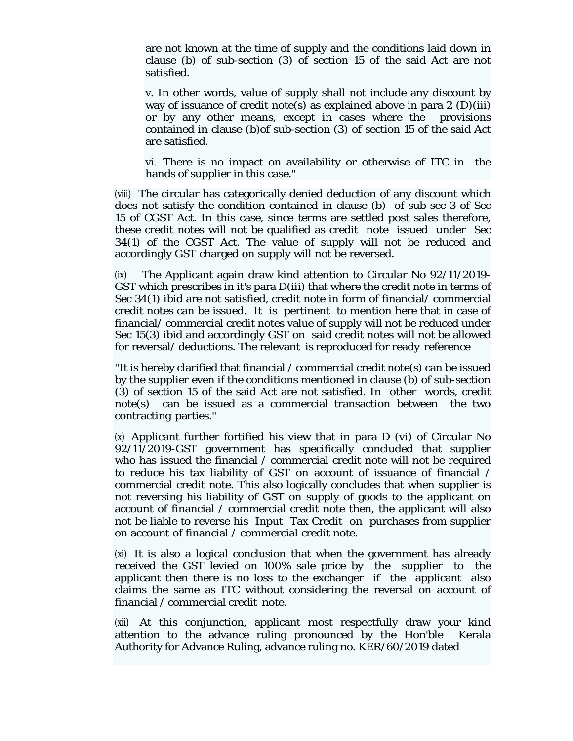are not known at the time of supply and the conditions laid down in clause (b) of sub-section (3) of section 15 of the said Act are not satisfied.

v. In other words, value of supply shall not include any discount by way of issuance of credit note(s) as explained above in para 2 (D)(iii) or by any other means, except in cases where the provisions contained in clause (b)of sub-section (3) of section 15 of the said Act are satisfied.

vi. There is no impact on availability or otherwise of ITC in the hands of supplier in this case."

(viii) The circular has categorically denied deduction of any discount which does not satisfy the condition contained in clause (b) of sub sec 3 of Sec 15 of CGST Act. In this case, since terms are settled post sales therefore, these credit notes will not be qualified as credit note issued under Sec 34(1) of the CGST Act. The value of supply will not be reduced and accordingly GST charged on supply will not be reversed.

(ix) The Applicant again draw kind attention to Circular No 92/11/2019-GST which prescribes in it's para D(iii) that where the credit note in terms of Sec 34(1) ibid are not satisfied, credit note in form of financial/ commercial credit notes can be issued. It is pertinent to mention here that in case of financial/ commercial credit notes value of supply will not be reduced under Sec 15(3) ibid and accordingly GST on said credit notes will not be allowed for reversal/ deductions. The relevant is reproduced for ready reference

"It is hereby clarified that financial / commercial credit note(s) can be issued by the supplier even if the conditions mentioned in clause (b) of sub-section (3) of section 15 of the said Act are not satisfied. In other words, credit note(s) can be issued as a commercial transaction between the two contracting parties."

(x) Applicant further fortified his view that in para D (vi) of Circular No 92/11/2019-GST government has specifically concluded that supplier who has issued the financial / commercial credit note will not be required to reduce his tax liability of GST on account of issuance of financial / commercial credit note. This also logically concludes that when supplier is not reversing his liability of GST on supply of goods to the applicant on account of financial / commercial credit note then, the applicant will also not be liable to reverse his Input Tax Credit on purchases from supplier on account of financial / commercial credit note.

(xi) It is also a logical conclusion that when the government has already received the GST levied on 100% sale price by the supplier to the applicant then there is no loss to the exchanger if the applicant also claims the same as ITC without considering the reversal on account of financial / commercial credit note.

(xii) At this conjunction, applicant most respectfully draw your kind attention to the advance ruling pronounced by the Hon'ble Kerala Authority for Advance Ruling, advance ruling no. KER/60/2019 dated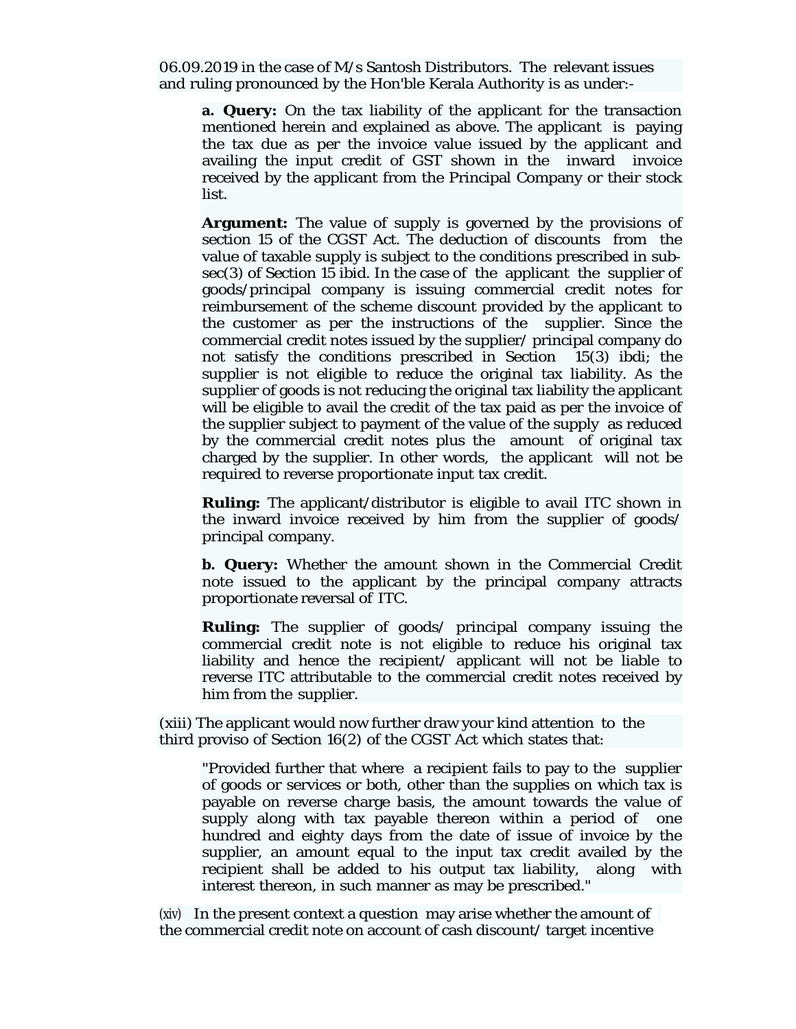06.09.2019 in the case of M/s Santosh Distributors. The relevant issues and ruling pronounced by the Hon'ble Kerala Authority is as under:-

> **a. Query:** On the tax liability of the applicant for the transaction mentioned herein and explained as above. The applicant is paying the tax due as per the invoice value issued by the applicant and availing the input credit of GST shown in the inward invoice received by the applicant from the Principal Company or their stock list.
>
> **Argument:** The value of supply is governed by the provisions of section 15 of the CGST Act. The deduction of discounts from the value of taxable supply is subject to the conditions prescribed in sub-sec(3) of Section 15 ibid. In the case of the applicant the supplier of goods/principal company is issuing commercial credit notes for reimbursement of the scheme discount provided by the applicant to the customer as per the instructions of the supplier. Since the commercial credit notes issued by the supplier/ principal company do not satisfy the conditions prescribed in Section 15(3) ibdi; the supplier is not eligible to reduce the original tax liability. As the supplier of goods is not reducing the original tax liability the applicant will be eligible to avail the credit of the tax paid as per the invoice of the supplier subject to payment of the value of the supply as reduced by the commercial credit notes plus the amount of original tax charged by the supplier. In other words, the applicant will not be required to reverse proportionate input tax credit.
>
> **Ruling:** The applicant/distributor is eligible to avail ITC shown in the inward invoice received by him from the supplier of goods/ principal company.
>
> **b. Query:** Whether the amount shown in the Commercial Credit note issued to the applicant by the principal company attracts proportionate reversal of ITC.
>
> **Ruling:** The supplier of goods/ principal company issuing the commercial credit note is not eligible to reduce his original tax liability and hence the recipient/ applicant will not be liable to reverse ITC attributable to the commercial credit notes received by him from the supplier.

(xiii) The applicant would now further draw your kind attention to the third proviso of Section 16(2) of the CGST Act which states that:

> "Provided further that where a recipient fails to pay to the supplier of goods or services or both, other than the supplies on which tax is payable on reverse charge basis, the amount towards the value of supply along with tax payable thereon within a period of one hundred and eighty days from the date of issue of invoice by the supplier, an amount equal to the input tax credit availed by the recipient shall be added to his output tax liability, along with interest thereon, in such manner as may be prescribed."

(xiv) In the present context a question may arise whether the amount of the commercial credit note on account of cash discount/ target incentive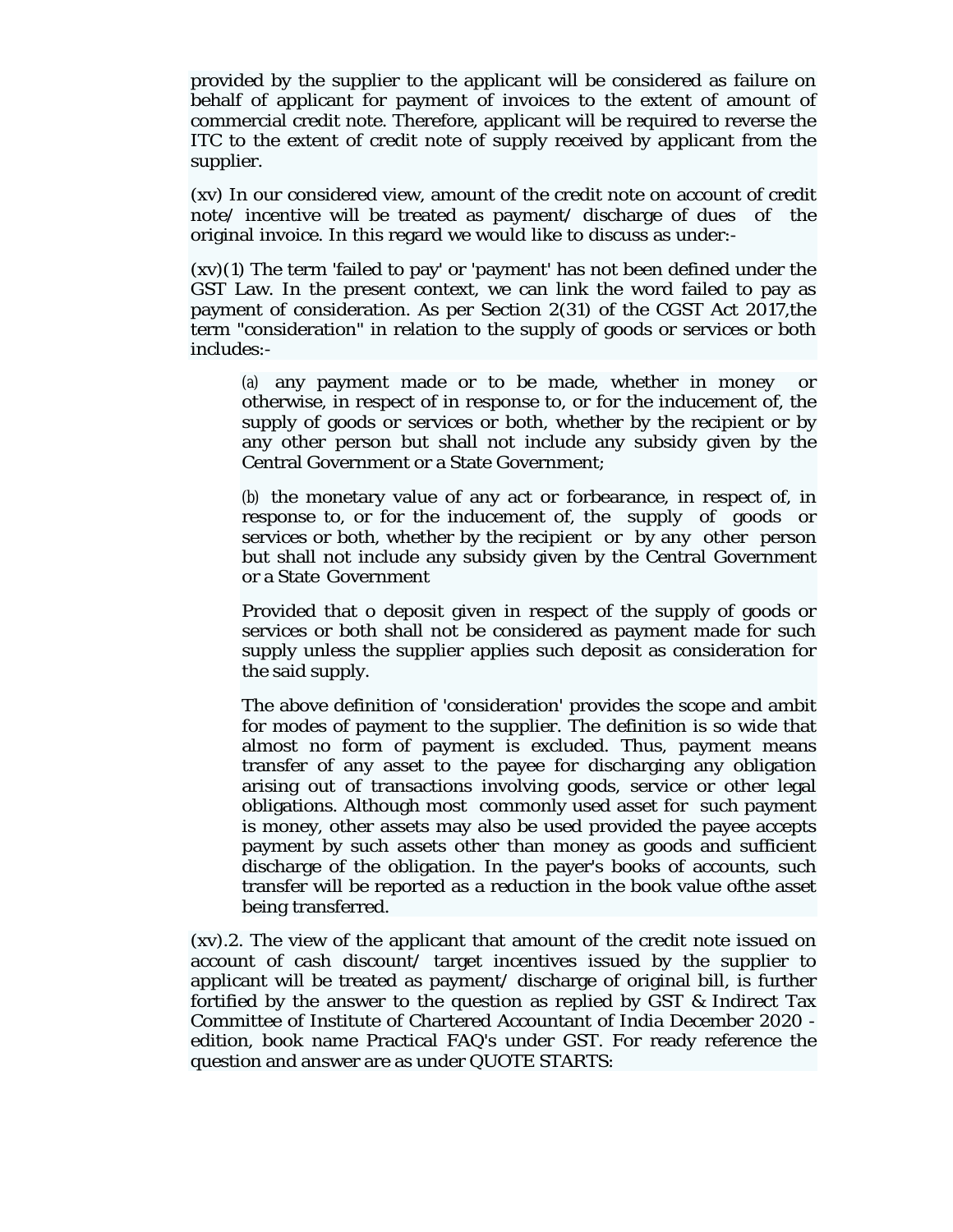provided by the supplier to the applicant will be considered as failure on behalf of applicant for payment of invoices to the extent of amount of commercial credit note. Therefore, applicant will be required to reverse the ITC to the extent of credit note of supply received by applicant from the supplier.

(xv) In our considered view, amount of the credit note on account of credit note/ incentive will be treated as payment/ discharge of dues of the original invoice. In this regard we would like to discuss as under:-

(xv)(1) The term 'failed to pay' or 'payment' has not been defined under the GST Law. In the present context, we can link the word failed to pay as payment of consideration. As per Section 2(31) of the CGST Act 2017,the term "consideration" in relation to the supply of goods or services or both includes:-

> (a) any payment made or to be made, whether in money or otherwise, in respect of in response to, or for the inducement of, the supply of goods or services or both, whether by the recipient or by any other person but shall not include any subsidy given by the Central Government or a State Government;
>
> (b) the monetary value of any act or forbearance, in respect of, in response to, or for the inducement of, the supply of goods or services or both, whether by the recipient or by any other person but shall not include any subsidy given by the Central Government or a State Government
>
> Provided that o deposit given in respect of the supply of goods or services or both shall not be considered as payment made for such supply unless the supplier applies such deposit as consideration for the said supply.
>
> The above definition of 'consideration' provides the scope and ambit for modes of payment to the supplier. The definition is so wide that almost no form of payment is excluded. Thus, payment means transfer of any asset to the payee for discharging any obligation arising out of transactions involving goods, service or other legal obligations. Although most commonly used asset for such payment is money, other assets may also be used provided the payee accepts payment by such assets other than money as goods and sufficient discharge of the obligation. In the payer's books of accounts, such transfer will be reported as a reduction in the book value ofthe asset being transferred.

(xv).2. The view of the applicant that amount of the credit note issued on account of cash discount/ target incentives issued by the supplier to applicant will be treated as payment/ discharge of original bill, is further fortified by the answer to the question as replied by GST & Indirect Tax Committee of Institute of Chartered Accountant of India December 2020 - edition, book name Practical FAQ's under GST. For ready reference the question and answer are as under QUOTE STARTS: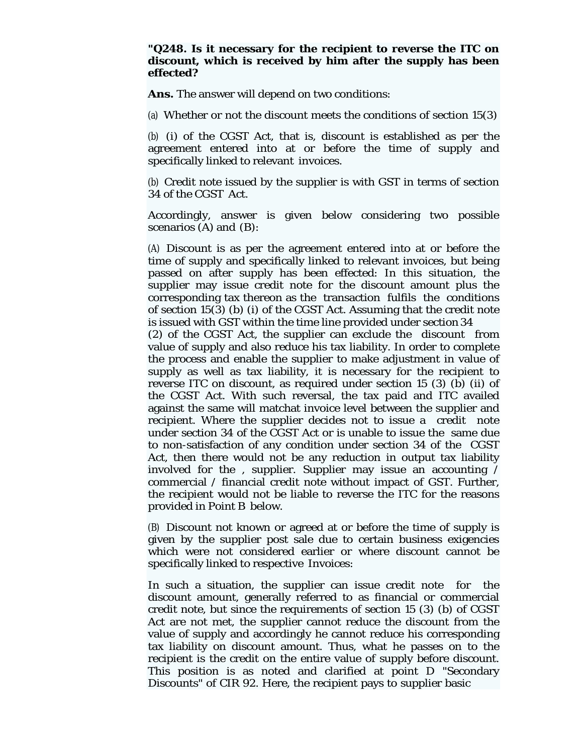**"Q248. Is it necessary for the recipient to reverse the ITC on discount, which is received by him after the supply has been effected?**

**Ans.** The answer will depend on two conditions:

(a) Whether or not the discount meets the conditions of section 15(3)

(b) (i) of the CGST Act, that is, discount is established as per the agreement entered into at or before the time of supply and specifically linked to relevant invoices.

(b) Credit note issued by the supplier is with GST in terms of section 34 of the CGST Act.

Accordingly, answer is given below considering two possible scenarios (A) and (B):

(A) Discount is as per the agreement entered into at or before the time of supply and specifically linked to relevant invoices, but being passed on after supply has been effected: In this situation, the supplier may issue credit note for the discount amount plus the corresponding tax thereon as the transaction fulfils the conditions of section 15(3) (b) (i) of the CGST Act. Assuming that the credit note is issued with GST within the time line provided under section 34 (2) of the CGST Act, the supplier can exclude the discount from value of supply and also reduce his tax liability. In order to complete the process and enable the supplier to make adjustment in value of supply as well as tax liability, it is necessary for the recipient to reverse ITC on discount, as required under section 15 (3) (b) (ii) of the CGST Act. With such reversal, the tax paid and ITC availed against the same will matchat invoice level between the supplier and recipient. Where the supplier decides not to issue a credit note under section 34 of the CGST Act or is unable to issue the same due to non-satisfaction of any condition under section 34 of the CGST Act, then there would not be any reduction in output tax liability involved for the , supplier. Supplier may issue an accounting / commercial / financial credit note without impact of GST. Further, the recipient would not be liable to reverse the ITC for the reasons provided in Point B below.

(B) Discount not known or agreed at or before the time of supply is given by the supplier post sale due to certain business exigencies which were not considered earlier or where discount cannot be specifically linked to respective Invoices:

In such a situation, the supplier can issue credit note for the discount amount, generally referred to as financial or commercial credit note, but since the requirements of section 15 (3) (b) of CGST Act are not met, the supplier cannot reduce the discount from the value of supply and accordingly he cannot reduce his corresponding tax liability on discount amount. Thus, what he passes on to the recipient is the credit on the entire value of supply before discount. This position is as noted and clarified at point D "Secondary Discounts" of CIR 92. Here, the recipient pays to supplier basic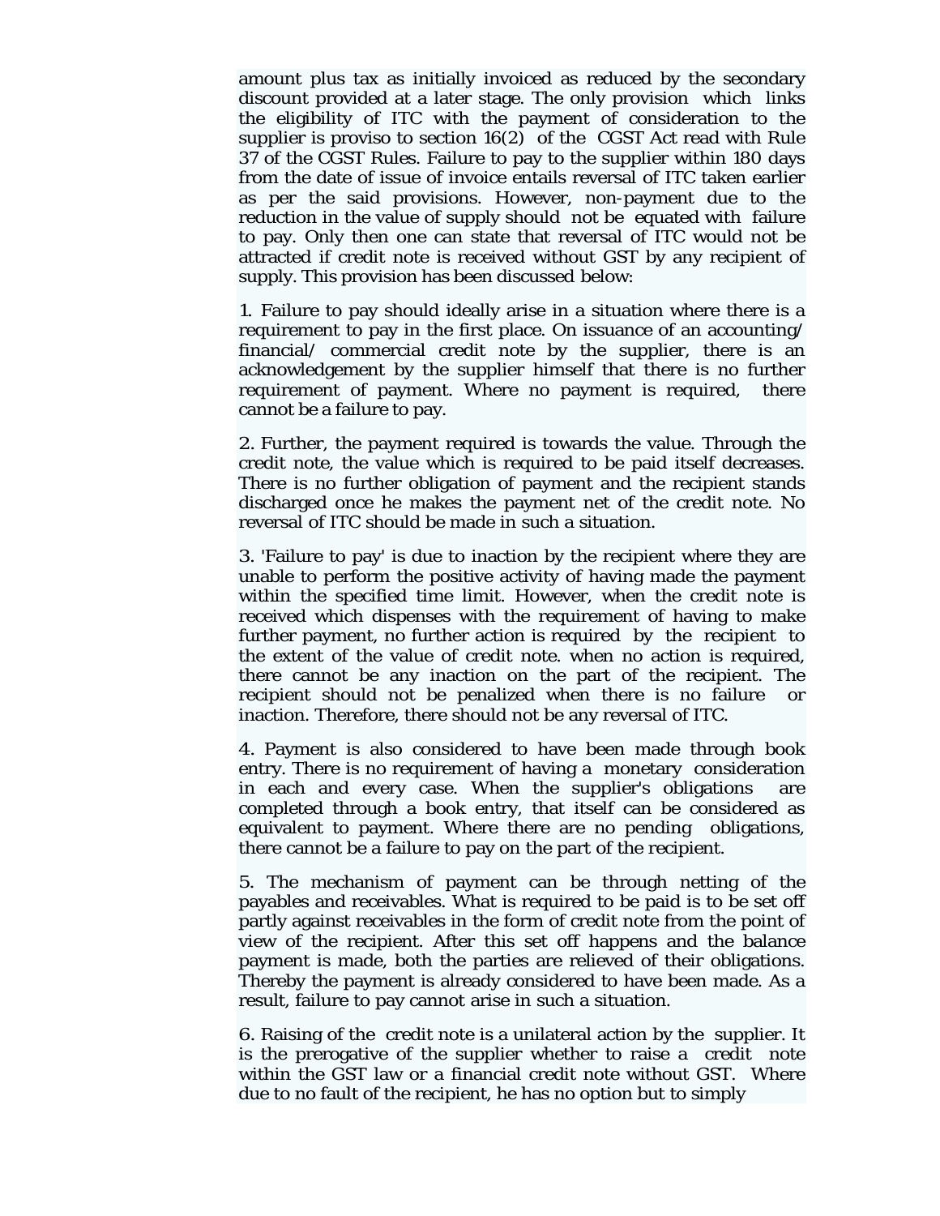amount plus tax as initially invoiced as reduced by the secondary discount provided at a later stage. The only provision which links the eligibility of ITC with the payment of consideration to the supplier is proviso to section 16(2) of the CGST Act read with Rule 37 of the CGST Rules. Failure to pay to the supplier within 180 days from the date of issue of invoice entails reversal of ITC taken earlier as per the said provisions. However, non-payment due to the reduction in the value of supply should not be equated with failure to pay. Only then one can state that reversal of ITC would not be attracted if credit note is received without GST by any recipient of supply. This provision has been discussed below:

1. Failure to pay should ideally arise in a situation where there is a requirement to pay in the first place. On issuance of an accounting/ financial/ commercial credit note by the supplier, there is an acknowledgement by the supplier himself that there is no further requirement of payment. Where no payment is required, there cannot be a failure to pay.

2. Further, the payment required is towards the value. Through the credit note, the value which is required to be paid itself decreases. There is no further obligation of payment and the recipient stands discharged once he makes the payment net of the credit note. No reversal of ITC should be made in such a situation.

3. 'Failure to pay' is due to inaction by the recipient where they are unable to perform the positive activity of having made the payment within the specified time limit. However, when the credit note is received which dispenses with the requirement of having to make further payment, no further action is required by the recipient to the extent of the value of credit note. when no action is required, there cannot be any inaction on the part of the recipient. The recipient should not be penalized when there is no failure or inaction. Therefore, there should not be any reversal of ITC.

4. Payment is also considered to have been made through book entry. There is no requirement of having a monetary consideration in each and every case. When the supplier's obligations are completed through a book entry, that itself can be considered as equivalent to payment. Where there are no pending obligations, there cannot be a failure to pay on the part of the recipient.

5. The mechanism of payment can be through netting of the payables and receivables. What is required to be paid is to be set off partly against receivables in the form of credit note from the point of view of the recipient. After this set off happens and the balance payment is made, both the parties are relieved of their obligations. Thereby the payment is already considered to have been made. As a result, failure to pay cannot arise in such a situation.

6. Raising of the credit note is a unilateral action by the supplier. It is the prerogative of the supplier whether to raise a credit note within the GST law or a financial credit note without GST. Where due to no fault of the recipient, he has no option but to simply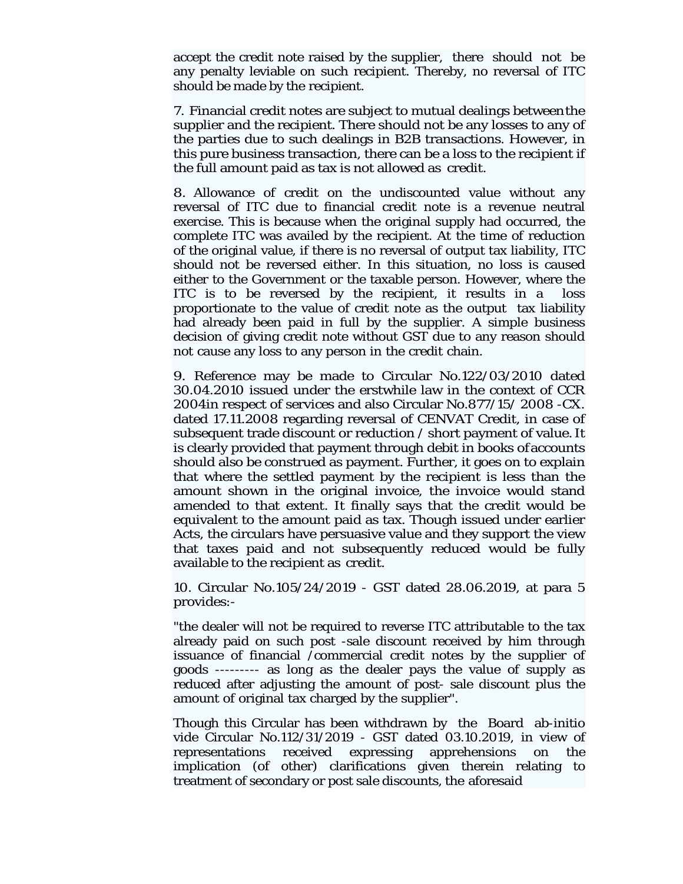accept the credit note raised by the supplier, there should not be any penalty leviable on such recipient. Thereby, no reversal of ITC should be made by the recipient.

7. Financial credit notes are subject to mutual dealings between the supplier and the recipient. There should not be any losses to any of the parties due to such dealings in B2B transactions. However, in this pure business transaction, there can be a loss to the recipient if the full amount paid as tax is not allowed as credit.

8. Allowance of credit on the undiscounted value without any reversal of ITC due to financial credit note is a revenue neutral exercise. This is because when the original supply had occurred, the complete ITC was availed by the recipient. At the time of reduction of the original value, if there is no reversal of output tax liability, ITC should not be reversed either. In this situation, no loss is caused either to the Government or the taxable person. However, where the ITC is to be reversed by the recipient, it results in a loss proportionate to the value of credit note as the output tax liability had already been paid in full by the supplier. A simple business decision of giving credit note without GST due to any reason should not cause any loss to any person in the credit chain.

9. Reference may be made to Circular No.122/03/2010 dated 30.04.2010 issued under the erstwhile law in the context of CCR 2004in respect of services and also Circular No.877/15/ 2008 -CX. dated 17.11.2008 regarding reversal of CENVAT Credit, in case of subsequent trade discount or reduction / short payment of value. It is clearly provided that payment through debit in books of accounts should also be construed as payment. Further, it goes on to explain that where the settled payment by the recipient is less than the amount shown in the original invoice, the invoice would stand amended to that extent. It finally says that the credit would be equivalent to the amount paid as tax. Though issued under earlier Acts, the circulars have persuasive value and they support the view that taxes paid and not subsequently reduced would be fully available to the recipient as credit.

10. Circular No.105/24/2019 - GST dated 28.06.2019, at para 5 provides:-

"the dealer will not be required to reverse ITC attributable to the tax already paid on such post -sale discount received by him through issuance of financial /commercial credit notes by the supplier of goods --------- as long as the dealer pays the value of supply as reduced after adjusting the amount of post- sale discount plus the amount of original tax charged by the supplier".

Though this Circular has been withdrawn by the Board ab-initio vide Circular No.112/31/2019 - GST dated 03.10.2019, in view of representations received expressing apprehensions on the implication (of other) clarifications given therein relating to treatment of secondary or post sale discounts, the aforesaid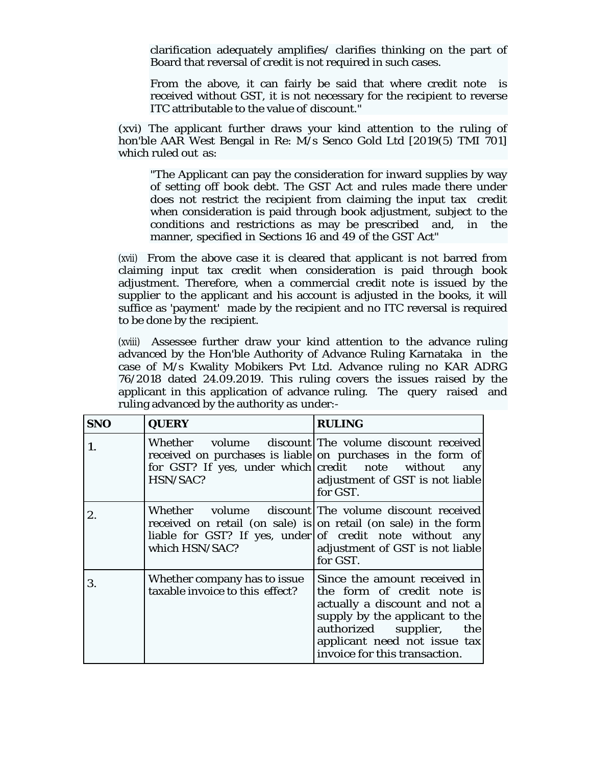> clarification adequately amplifies/ clarifies thinking on the part of Board that reversal of credit is not required in such cases.
>
> From the above, it can fairly be said that where credit note is received without GST, it is not necessary for the recipient to reverse ITC attributable to the value of discount."

(xvi) The applicant further draws your kind attention to the ruling of hon'ble AAR West Bengal in Re: M/s Senco Gold Ltd [2019(5) TMI 701] which ruled out as:

> "The Applicant can pay the consideration for inward supplies by way of setting off book debt. The GST Act and rules made there under does not restrict the recipient from claiming the input tax credit when consideration is paid through book adjustment, subject to the conditions and restrictions as may be prescribed and, in the manner, specified in Sections 16 and 49 of the GST Act"

(xvii) From the above case it is cleared that applicant is not barred from claiming input tax credit when consideration is paid through book adjustment. Therefore, when a commercial credit note is issued by the supplier to the applicant and his account is adjusted in the books, it will suffice as 'payment' made by the recipient and no ITC reversal is required to be done by the recipient.

(xviii) Assessee further draw your kind attention to the advance ruling advanced by the Hon'ble Authority of Advance Ruling Karnataka in the case of M/s Kwality Mobikers Pvt Ltd. Advance ruling no KAR ADRG 76/2018 dated 24.09.2019. This ruling covers the issues raised by the applicant in this application of advance ruling. The query raised and ruling advanced by the authority as under:-

| SNO | QUERY | RULING |
|---|---|---|
| 1. | Whether volume discount received on purchases is liable for GST? If yes, under which HSN/SAC? | The volume discount received on purchases in the form of credit note without any adjustment of GST is not liable for GST. |
| 2. | Whether volume discount received on retail (on sale) is liable for GST? If yes, under which HSN/SAC? | The volume discount received on retail (on sale) in the form of credit note without any adjustment of GST is not liable for GST. |
| 3. | Whether company has to issue taxable invoice to this effect? | Since the amount received in the form of credit note is actually a discount and not a supply by the applicant to the authorized supplier, the applicant need not issue tax invoice for this transaction. |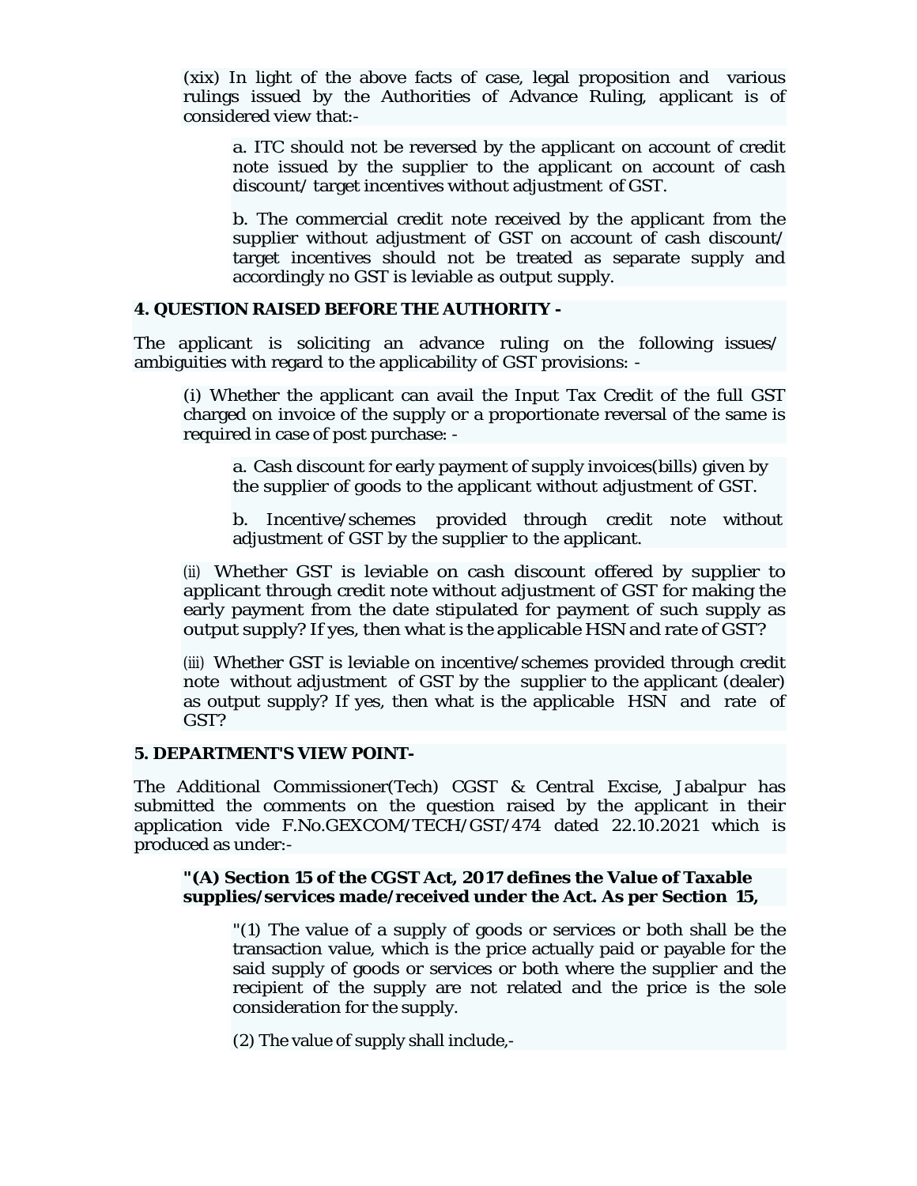(xix) In light of the above facts of case, legal proposition and various rulings issued by the Authorities of Advance Ruling, applicant is of considered view that:-

a. ITC should not be reversed by the applicant on account of credit note issued by the supplier to the applicant on account of cash discount/ target incentives without adjustment of GST.

b. The commercial credit note received by the applicant from the supplier without adjustment of GST on account of cash discount/ target incentives should not be treated as separate supply and accordingly no GST is leviable as output supply.

**4. QUESTION RAISED BEFORE THE AUTHORITY -**

The applicant is soliciting an advance ruling on the following issues/ ambiguities with regard to the applicability of GST provisions: -

(i) Whether the applicant can avail the Input Tax Credit of the full GST charged on invoice of the supply or a proportionate reversal of the same is required in case of post purchase: -

a. Cash discount for early payment of supply invoices(bills) given by the supplier of goods to the applicant without adjustment of GST.

b. Incentive/schemes provided through credit note without adjustment of GST by the supplier to the applicant.

(ii) Whether GST is leviable on cash discount offered by supplier to applicant through credit note without adjustment of GST for making the early payment from the date stipulated for payment of such supply as output supply? If yes, then what is the applicable HSN and rate of GST?

(iii) Whether GST is leviable on incentive/schemes provided through credit note without adjustment of GST by the supplier to the applicant (dealer) as output supply? If yes, then what is the applicable HSN and rate of GST?

**5. DEPARTMENT'S VIEW POINT-**

The Additional Commissioner(Tech) CGST & Central Excise, Jabalpur has submitted the comments on the question raised by the applicant in their application vide F.No.GEXCOM/TECH/GST/474 dated 22.10.2021 which is produced as under:-

**"(A) Section 15 of the CGST Act, 2017 defines the Value of Taxable supplies/services made/received under the Act. As per Section 15,**

"(1) The value of a supply of goods or services or both shall be the transaction value, which is the price actually paid or payable for the said supply of goods or services or both where the supplier and the recipient of the supply are not related and the price is the sole consideration for the supply.

(2) The value of supply shall include,-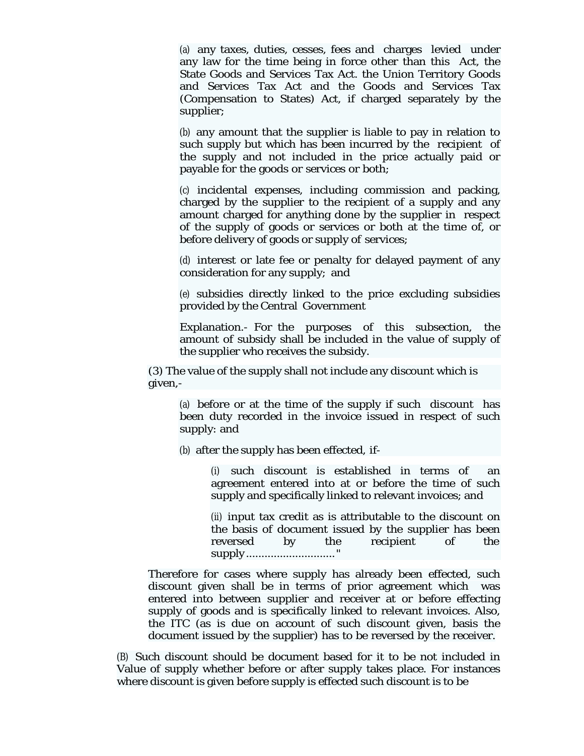(a) any taxes, duties, cesses, fees and charges levied under any law for the time being in force other than this Act, the State Goods and Services Tax Act. the Union Territory Goods and Services Tax Act and the Goods and Services Tax (Compensation to States) Act, if charged separately by the supplier;

(b) any amount that the supplier is liable to pay in relation to such supply but which has been incurred by the recipient of the supply and not included in the price actually paid or payable for the goods or services or both;

(c) incidental expenses, including commission and packing, charged by the supplier to the recipient of a supply and any amount charged for anything done by the supplier in respect of the supply of goods or services or both at the time of, or before delivery of goods or supply of services;

(d) interest or late fee or penalty for delayed payment of any consideration for any supply; and

(e) subsidies directly linked to the price excluding subsidies provided by the Central Government

Explanation.- For the purposes of this subsection, the amount of subsidy shall be included in the value of supply of the supplier who receives the subsidy.

(3) The value of the supply shall not include any discount which is given,-

(a) before or at the time of the supply if such discount has been duty recorded in the invoice issued in respect of such supply: and

(b) after the supply has been effected, if-

(i) such discount is established in terms of an agreement entered into at or before the time of such supply and specifically linked to relevant invoices; and

(ii) input tax credit as is attributable to the discount on the basis of document issued by the supplier has been reversed by the recipient of the supply............................"

Therefore for cases where supply has already been effected, such discount given shall be in terms of prior agreement which was entered into between supplier and receiver at or before effecting supply of goods and is specifically linked to relevant invoices. Also, the ITC (as is due on account of such discount given, basis the document issued by the supplier) has to be reversed by the receiver.

(B) Such discount should be document based for it to be not included in Value of supply whether before or after supply takes place. For instances where discount is given before supply is effected such discount is to be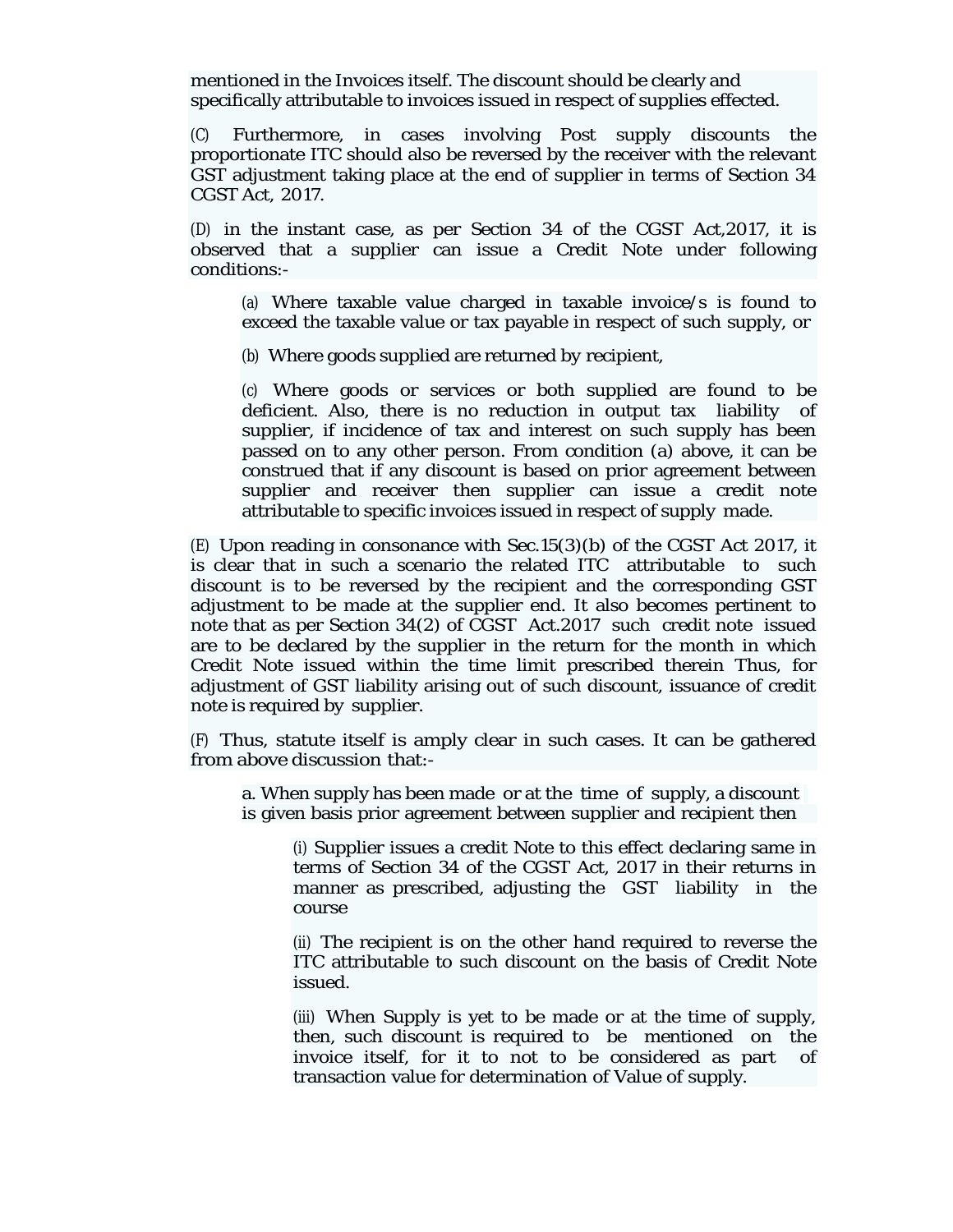mentioned in the Invoices itself. The discount should be clearly and specifically attributable to invoices issued in respect of supplies effected.

(C) Furthermore, in cases involving Post supply discounts the proportionate ITC should also be reversed by the receiver with the relevant GST adjustment taking place at the end of supplier in terms of Section 34 CGST Act, 2017.

(D) in the instant case, as per Section 34 of the CGST Act,2017, it is observed that a supplier can issue a Credit Note under following conditions:-

> (a) Where taxable value charged in taxable invoice/s is found to exceed the taxable value or tax payable in respect of such supply, or
>
> (b) Where goods supplied are returned by recipient,
>
> (c) Where goods or services or both supplied are found to be deficient. Also, there is no reduction in output tax liability of supplier, if incidence of tax and interest on such supply has been passed on to any other person. From condition (a) above, it can be construed that if any discount is based on prior agreement between supplier and receiver then supplier can issue a credit note attributable to specific invoices issued in respect of supply made.

(E) Upon reading in consonance with Sec.15(3)(b) of the CGST Act 2017, it is clear that in such a scenario the related ITC attributable to such discount is to be reversed by the recipient and the corresponding GST adjustment to be made at the supplier end. It also becomes pertinent to note that as per Section 34(2) of CGST Act.2017 such credit note issued are to be declared by the supplier in the return for the month in which Credit Note issued within the time limit prescribed therein Thus, for adjustment of GST liability arising out of such discount, issuance of credit note is required by supplier.

(F) Thus, statute itself is amply clear in such cases. It can be gathered from above discussion that:-

> a. When supply has been made or at the time of supply, a discount is given basis prior agreement between supplier and recipient then
>
> > (i) Supplier issues a credit Note to this effect declaring same in terms of Section 34 of the CGST Act, 2017 in their returns in manner as prescribed, adjusting the GST liability in the course
> >
> > (ii) The recipient is on the other hand required to reverse the ITC attributable to such discount on the basis of Credit Note issued.
> >
> > (iii) When Supply is yet to be made or at the time of supply, then, such discount is required to be mentioned on the invoice itself, for it to not to be considered as part of transaction value for determination of Value of supply.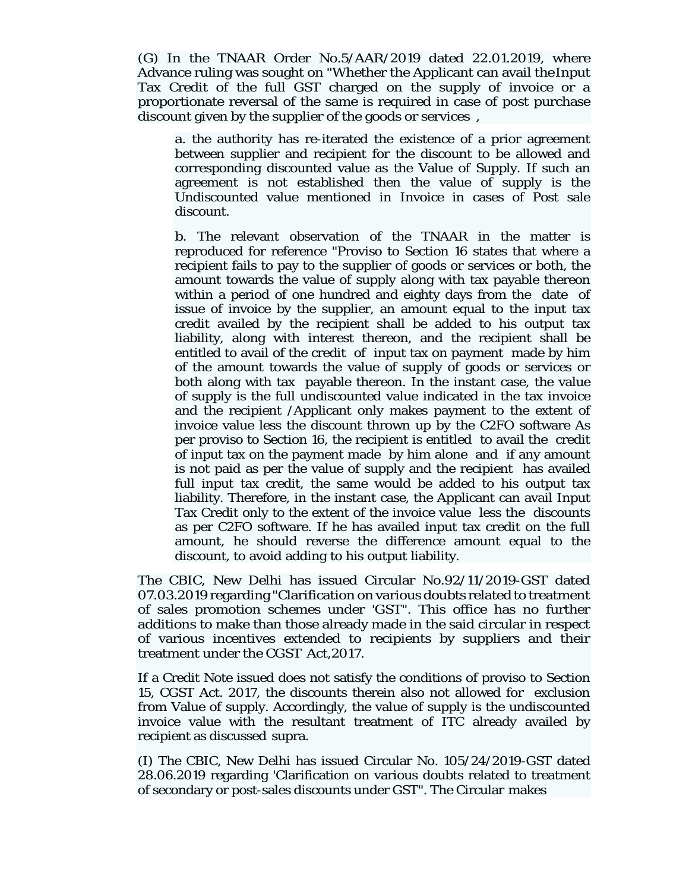(G) In the TNAAR Order No.5/AAR/2019 dated 22.01.2019, where Advance ruling was sought on "Whether the Applicant can avail theInput Tax Credit of the full GST charged on the supply of invoice or a proportionate reversal of the same is required in case of post purchase discount given by the supplier of the goods or services ,

> a. the authority has re-iterated the existence of a prior agreement between supplier and recipient for the discount to be allowed and corresponding discounted value as the Value of Supply. If such an agreement is not established then the value of supply is the Undiscounted value mentioned in Invoice in cases of Post sale discount.
>
> b. The relevant observation of the TNAAR in the matter is reproduced for reference "Proviso to Section 16 states that where a recipient fails to pay to the supplier of goods or services or both, the amount towards the value of supply along with tax payable thereon within a period of one hundred and eighty days from the date of issue of invoice by the supplier, an amount equal to the input tax credit availed by the recipient shall be added to his output tax liability, along with interest thereon, and the recipient shall be entitled to avail of the credit of input tax on payment made by him of the amount towards the value of supply of goods or services or both along with tax payable thereon. In the instant case, the value of supply is the full undiscounted value indicated in the tax invoice and the recipient /Applicant only makes payment to the extent of invoice value less the discount thrown up by the C2FO software As per proviso to Section 16, the recipient is entitled to avail the credit of input tax on the payment made by him alone and if any amount is not paid as per the value of supply and the recipient has availed full input tax credit, the same would be added to his output tax liability. Therefore, in the instant case, the Applicant can avail Input Tax Credit only to the extent of the invoice value less the discounts as per C2FO software. If he has availed input tax credit on the full amount, he should reverse the difference amount equal to the discount, to avoid adding to his output liability.

The CBIC, New Delhi has issued Circular No.92/11/2019-GST dated 07.03.2019 regarding "Clarification on various doubts related to treatment of sales promotion schemes under 'GST". This office has no further additions to make than those already made in the said circular in respect of various incentives extended to recipients by suppliers and their treatment under the CGST Act,2017.

If a Credit Note issued does not satisfy the conditions of proviso to Section 15, CGST Act. 2017, the discounts therein also not allowed for exclusion from Value of supply. Accordingly, the value of supply is the undiscounted invoice value with the resultant treatment of ITC already availed by recipient as discussed supra.

(I) The CBIC, New Delhi has issued Circular No. 105/24/2019-GST dated 28.06.2019 regarding 'Clarification on various doubts related to treatment of secondary or post-sales discounts under GST". The Circular makes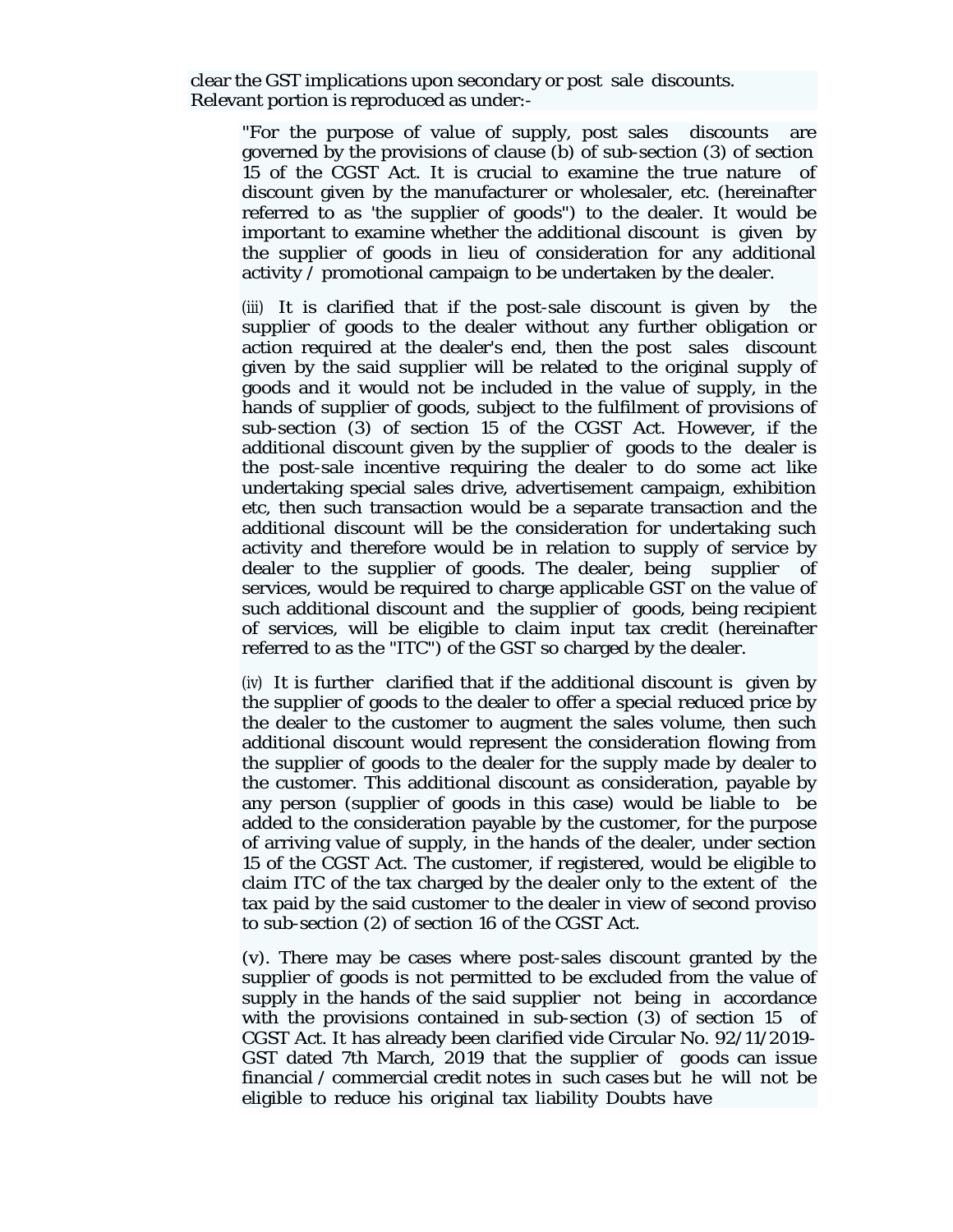clear the GST implications upon secondary or post sale discounts. Relevant portion is reproduced as under:-

> "For the purpose of value of supply, post sales discounts are governed by the provisions of clause (b) of sub-section (3) of section 15 of the CGST Act. It is crucial to examine the true nature of discount given by the manufacturer or wholesaler, etc. (hereinafter referred to as 'the supplier of goods") to the dealer. It would be important to examine whether the additional discount is given by the supplier of goods in lieu of consideration for any additional activity / promotional campaign to be undertaken by the dealer.
>
> (iii) It is clarified that if the post-sale discount is given by the supplier of goods to the dealer without any further obligation or action required at the dealer's end, then the post sales discount given by the said supplier will be related to the original supply of goods and it would not be included in the value of supply, in the hands of supplier of goods, subject to the fulfilment of provisions of sub-section (3) of section 15 of the CGST Act. However, if the additional discount given by the supplier of goods to the dealer is the post-sale incentive requiring the dealer to do some act like undertaking special sales drive, advertisement campaign, exhibition etc, then such transaction would be a separate transaction and the additional discount will be the consideration for undertaking such activity and therefore would be in relation to supply of service by dealer to the supplier of goods. The dealer, being supplier of services, would be required to charge applicable GST on the value of such additional discount and the supplier of goods, being recipient of services, will be eligible to claim input tax credit (hereinafter referred to as the "ITC") of the GST so charged by the dealer.
>
> (iv) It is further clarified that if the additional discount is given by the supplier of goods to the dealer to offer a special reduced price by the dealer to the customer to augment the sales volume, then such additional discount would represent the consideration flowing from the supplier of goods to the dealer for the supply made by dealer to the customer. This additional discount as consideration, payable by any person (supplier of goods in this case) would be liable to be added to the consideration payable by the customer, for the purpose of arriving value of supply, in the hands of the dealer, under section 15 of the CGST Act. The customer, if registered, would be eligible to claim ITC of the tax charged by the dealer only to the extent of the tax paid by the said customer to the dealer in view of second proviso to sub-section (2) of section 16 of the CGST Act.
>
> (v). There may be cases where post-sales discount granted by the supplier of goods is not permitted to be excluded from the value of supply in the hands of the said supplier not being in accordance with the provisions contained in sub-section (3) of section 15 of CGST Act. It has already been clarified vide Circular No. 92/11/2019-GST dated 7th March, 2019 that the supplier of goods can issue financial / commercial credit notes in such cases but he will not be eligible to reduce his original tax liability Doubts have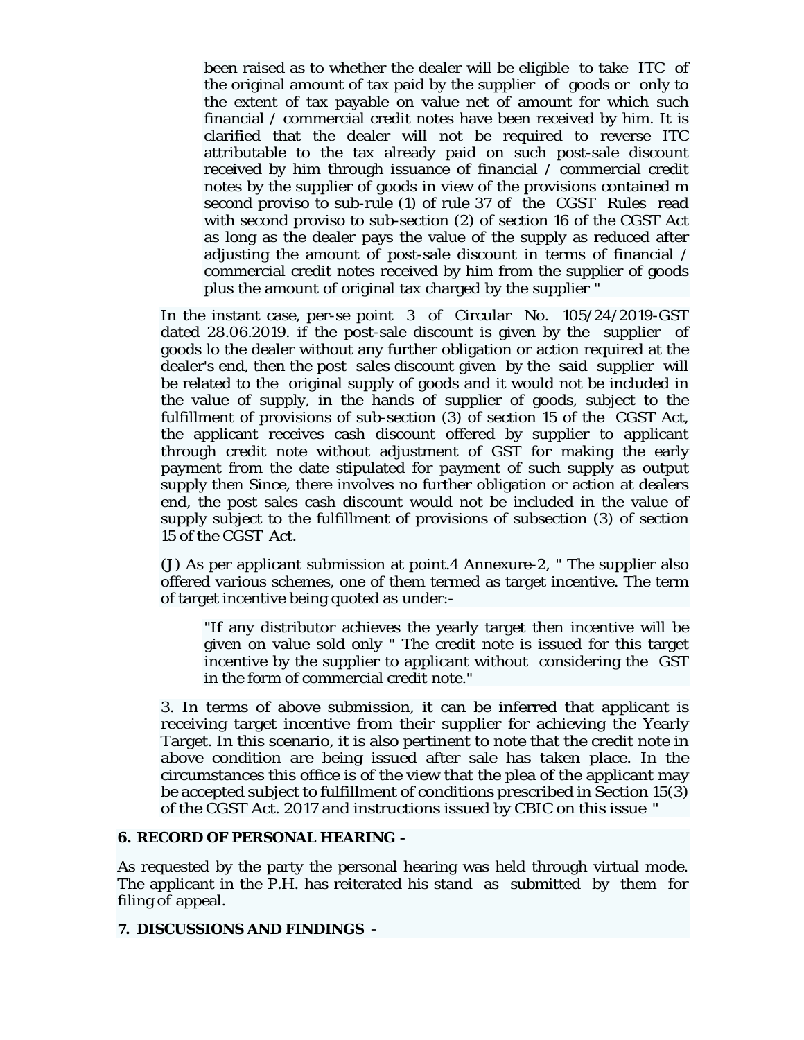> been raised as to whether the dealer will be eligible to take ITC of the original amount of tax paid by the supplier of goods or only to the extent of tax payable on value net of amount for which such financial / commercial credit notes have been received by him. It is clarified that the dealer will not be required to reverse ITC attributable to the tax already paid on such post-sale discount received by him through issuance of financial / commercial credit notes by the supplier of goods in view of the provisions contained m second proviso to sub-rule (1) of rule 37 of the CGST Rules read with second proviso to sub-section (2) of section 16 of the CGST Act as long as the dealer pays the value of the supply as reduced after adjusting the amount of post-sale discount in terms of financial / commercial credit notes received by him from the supplier of goods plus the amount of original tax charged by the supplier "

In the instant case, per-se point 3 of Circular No. 105/24/2019-GST dated 28.06.2019. if the post-sale discount is given by the supplier of goods lo the dealer without any further obligation or action required at the dealer's end, then the post sales discount given by the said supplier will be related to the original supply of goods and it would not be included in the value of supply, in the hands of supplier of goods, subject to the fulfillment of provisions of sub-section (3) of section 15 of the CGST Act, the applicant receives cash discount offered by supplier to applicant through credit note without adjustment of GST for making the early payment from the date stipulated for payment of such supply as output supply then Since, there involves no further obligation or action at dealers end, the post sales cash discount would not be included in the value of supply subject to the fulfillment of provisions of subsection (3) of section 15 of the CGST Act.

(J) As per applicant submission at point.4 Annexure-2, " The supplier also offered various schemes, one of them termed as target incentive. The term of target incentive being quoted as under:-

> "If any distributor achieves the yearly target then incentive will be given on value sold only " The credit note is issued for this target incentive by the supplier to applicant without considering the GST in the form of commercial credit note."

3. In terms of above submission, it can be inferred that applicant is receiving target incentive from their supplier for achieving the Yearly Target. In this scenario, it is also pertinent to note that the credit note in above condition are being issued after sale has taken place. In the circumstances this office is of the view that the plea of the applicant may be accepted subject to fulfillment of conditions prescribed in Section 15(3) of the CGST Act. 2017 and instructions issued by CBIC on this issue "

**6. RECORD OF PERSONAL HEARING -**

As requested by the party the personal hearing was held through virtual mode. The applicant in the P.H. has reiterated his stand as submitted by them for filing of appeal.

**7. DISCUSSIONS AND FINDINGS -**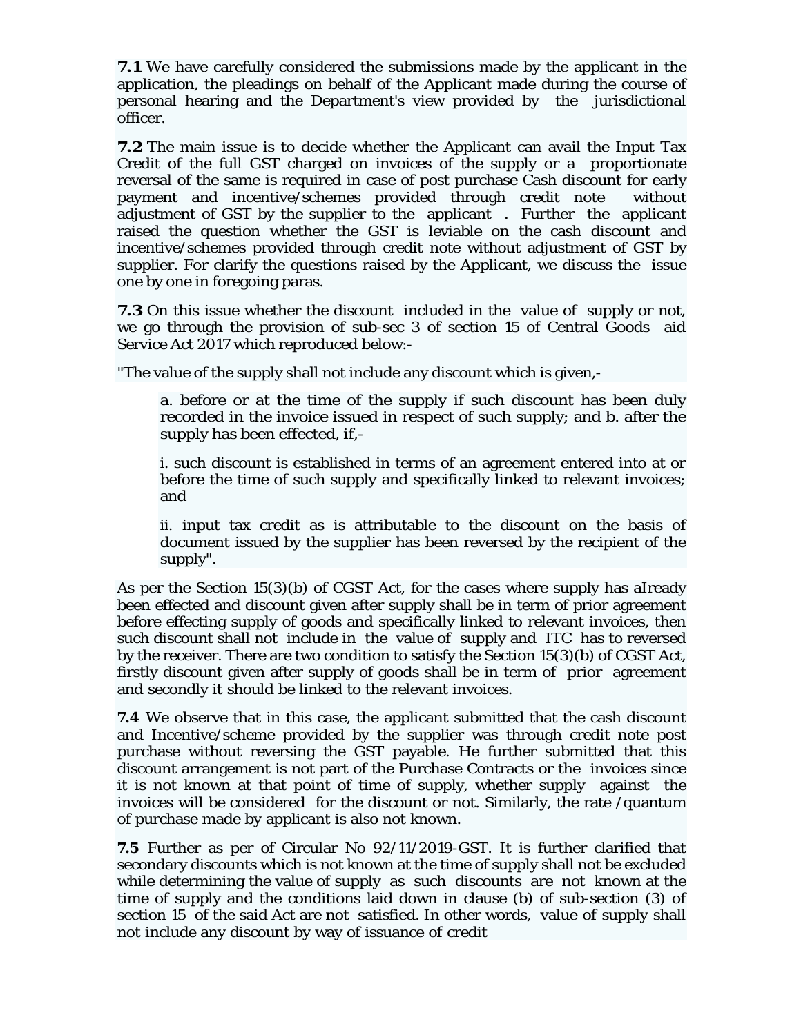**7.1** We have carefully considered the submissions made by the applicant in the application, the pleadings on behalf of the Applicant made during the course of personal hearing and the Department's view provided by the jurisdictional officer.

**7.2** The main issue is to decide whether the Applicant can avail the Input Tax Credit of the full GST charged on invoices of the supply or a proportionate reversal of the same is required in case of post purchase Cash discount for early payment and incentive/schemes provided through credit note without adjustment of GST by the supplier to the applicant . Further the applicant raised the question whether the GST is leviable on the cash discount and incentive/schemes provided through credit note without adjustment of GST by supplier. For clarify the questions raised by the Applicant, we discuss the issue one by one in foregoing paras.

**7.3** On this issue whether the discount included in the value of supply or not, we go through the provision of sub-sec 3 of section 15 of Central Goods aid Service Act 2017 which reproduced below:-

"The value of the supply shall not include any discount which is given,-

> a. before or at the time of the supply if such discount has been duly recorded in the invoice issued in respect of such supply; and b. after the supply has been effected, if,-
>
> i. such discount is established in terms of an agreement entered into at or before the time of such supply and specifically linked to relevant invoices; and
>
> ii. input tax credit as is attributable to the discount on the basis of document issued by the supplier has been reversed by the recipient of the supply".

As per the Section 15(3)(b) of CGST Act, for the cases where supply has aIready been effected and discount given after supply shall be in term of prior agreement before effecting supply of goods and specifically linked to relevant invoices, then such discount shall not include in the value of supply and ITC has to reversed by the receiver. There are two condition to satisfy the Section 15(3)(b) of CGST Act, firstly discount given after supply of goods shall be in term of prior agreement and secondly it should be linked to the relevant invoices.

**7.4** We observe that in this case, the applicant submitted that the cash discount and Incentive/scheme provided by the supplier was through credit note post purchase without reversing the GST payable. He further submitted that this discount arrangement is not part of the Purchase Contracts or the invoices since it is not known at that point of time of supply, whether supply against the invoices will be considered for the discount or not. Similarly, the rate /quantum of purchase made by applicant is also not known.

**7.5** Further as per of Circular No 92/11/2019-GST. It is further clarified that secondary discounts which is not known at the time of supply shall not be excluded while determining the value of supply as such discounts are not known at the time of supply and the conditions laid down in clause (b) of sub-section (3) of section 15 of the said Act are not satisfied. In other words, value of supply shall not include any discount by way of issuance of credit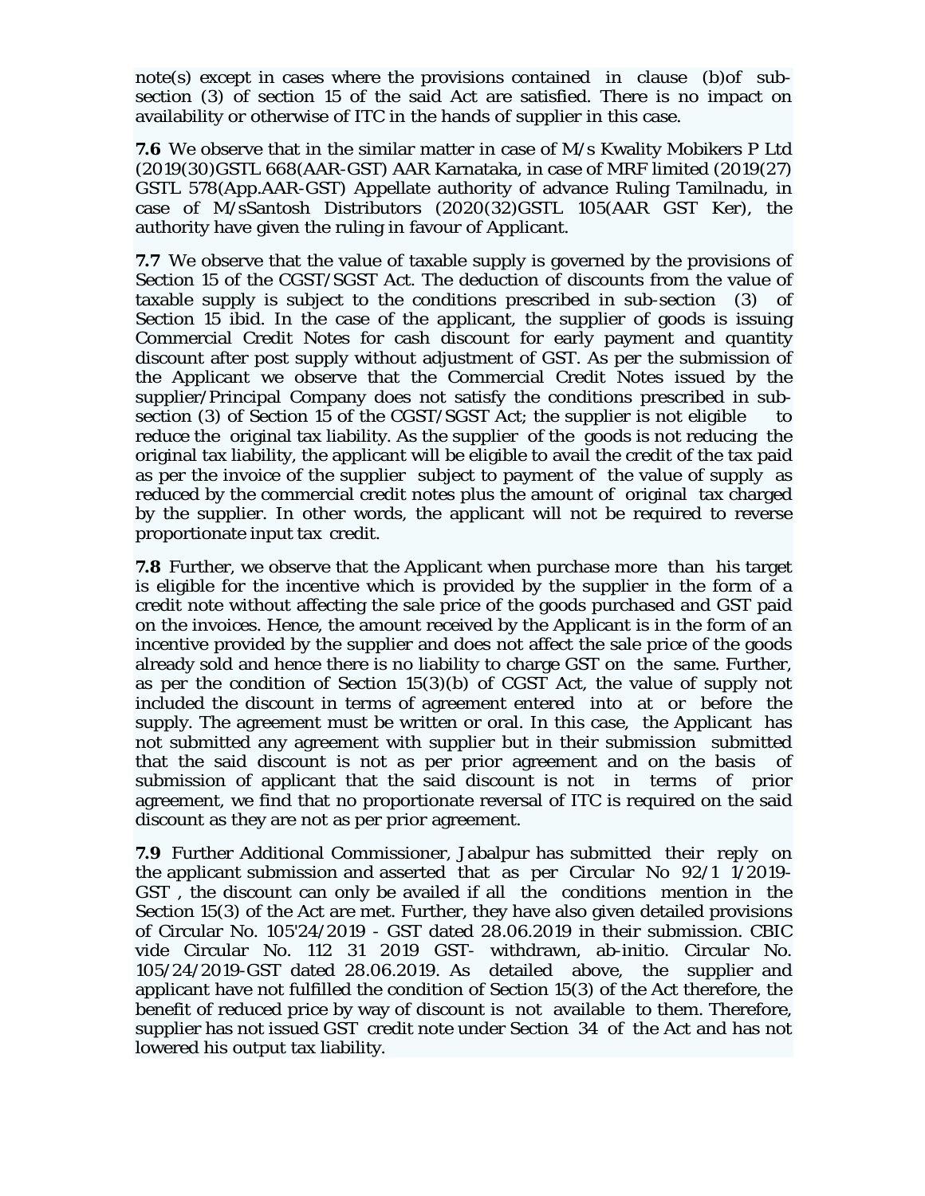note(s) except in cases where the provisions contained in clause (b)of sub-section (3) of section 15 of the said Act are satisfied. There is no impact on availability or otherwise of ITC in the hands of supplier in this case.

**7.6** We observe that in the similar matter in case of M/s Kwality Mobikers P Ltd (2019(30)GSTL 668(AAR-GST) AAR Karnataka, in case of MRF limited (2019(27) GSTL 578(App.AAR-GST) Appellate authority of advance Ruling Tamilnadu, in case of M/sSantosh Distributors (2020(32)GSTL 105(AAR GST Ker), the authority have given the ruling in favour of Applicant.

**7.7** We observe that the value of taxable supply is governed by the provisions of Section 15 of the CGST/SGST Act. The deduction of discounts from the value of taxable supply is subject to the conditions prescribed in sub-section (3) of Section 15 ibid. In the case of the applicant, the supplier of goods is issuing Commercial Credit Notes for cash discount for early payment and quantity discount after post supply without adjustment of GST. As per the submission of the Applicant we observe that the Commercial Credit Notes issued by the supplier/Principal Company does not satisfy the conditions prescribed in sub-section (3) of Section 15 of the CGST/SGST Act; the supplier is not eligible to reduce the original tax liability. As the supplier of the goods is not reducing the original tax liability, the applicant will be eligible to avail the credit of the tax paid as per the invoice of the supplier subject to payment of the value of supply as reduced by the commercial credit notes plus the amount of original tax charged by the supplier. In other words, the applicant will not be required to reverse proportionate input tax credit.

**7.8** Further, we observe that the Applicant when purchase more than his target is eligible for the incentive which is provided by the supplier in the form of a credit note without affecting the sale price of the goods purchased and GST paid on the invoices. Hence, the amount received by the Applicant is in the form of an incentive provided by the supplier and does not affect the sale price of the goods already sold and hence there is no liability to charge GST on the same. Further, as per the condition of Section 15(3)(b) of CGST Act, the value of supply not included the discount in terms of agreement entered into at or before the supply. The agreement must be written or oral. In this case, the Applicant has not submitted any agreement with supplier but in their submission submitted that the said discount is not as per prior agreement and on the basis of submission of applicant that the said discount is not in terms of prior agreement, we find that no proportionate reversal of ITC is required on the said discount as they are not as per prior agreement.

**7.9** Further Additional Commissioner, Jabalpur has submitted their reply on the applicant submission and asserted that as per Circular No 92/1 1/2019-GST , the discount can only be availed if all the conditions mention in the Section 15(3) of the Act are met. Further, they have also given detailed provisions of Circular No. 105'24/2019 - GST dated 28.06.2019 in their submission. CBIC vide Circular No. 112 31 2019 GST- withdrawn, ab-initio. Circular No. 105/24/2019-GST dated 28.06.2019. As detailed above, the supplier and applicant have not fulfilled the condition of Section 15(3) of the Act therefore, the benefit of reduced price by way of discount is not available to them. Therefore, supplier has not issued GST credit note under Section 34 of the Act and has not lowered his output tax liability.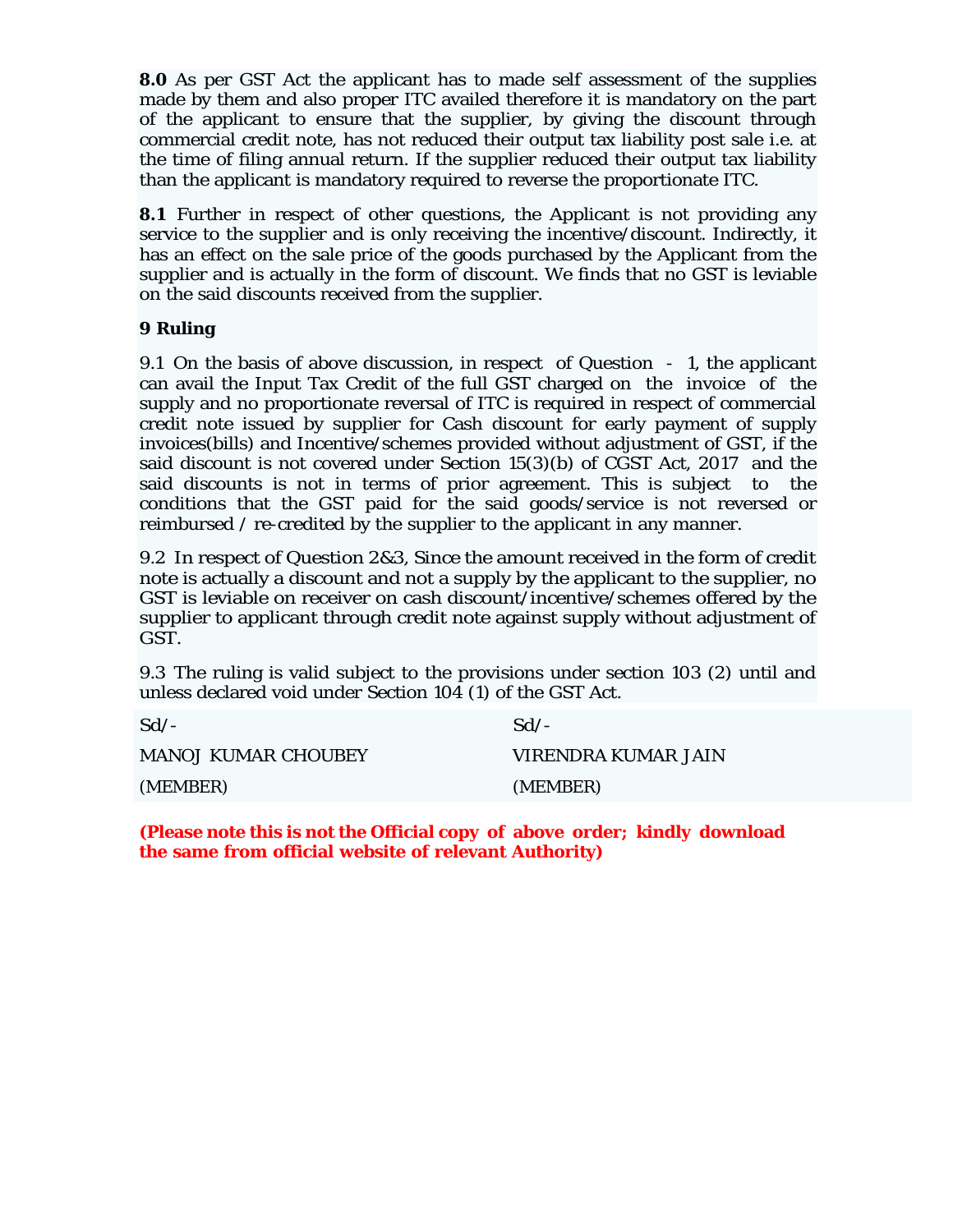**8.0** As per GST Act the applicant has to made self assessment of the supplies made by them and also proper ITC availed therefore it is mandatory on the part of the applicant to ensure that the supplier, by giving the discount through commercial credit note, has not reduced their output tax liability post sale i.e. at the time of filing annual return. If the supplier reduced their output tax liability than the applicant is mandatory required to reverse the proportionate ITC.

**8.1** Further in respect of other questions, the Applicant is not providing any service to the supplier and is only receiving the incentive/discount. Indirectly, it has an effect on the sale price of the goods purchased by the Applicant from the supplier and is actually in the form of discount. We finds that no GST is leviable on the said discounts received from the supplier.

**9 Ruling**

9.1 On the basis of above discussion, in respect of Question - 1, the applicant can avail the Input Tax Credit of the full GST charged on the invoice of the supply and no proportionate reversal of ITC is required in respect of commercial credit note issued by supplier for Cash discount for early payment of supply invoices(bills) and Incentive/schemes provided without adjustment of GST, if the said discount is not covered under Section 15(3)(b) of CGST Act, 2017 and the said discounts is not in terms of prior agreement. This is subject to the conditions that the GST paid for the said goods/service is not reversed or reimbursed / re-credited by the supplier to the applicant in any manner.

9.2 In respect of Question 2&3, Since the amount received in the form of credit note is actually a discount and not a supply by the applicant to the supplier, no GST is leviable on receiver on cash discount/incentive/schemes offered by the supplier to applicant through credit note against supply without adjustment of GST.

9.3 The ruling is valid subject to the provisions under section 103 (2) until and unless declared void under Section 104 (1) of the GST Act.

| | |
|---|---|
| Sd/- | Sd/- |
| MANOJ KUMAR CHOUBEY | VIRENDRA KUMAR JAIN |
| (MEMBER) | (MEMBER) |

**(Please note this is not the Official copy of above order; kindly download the same from official website of relevant Authority)**